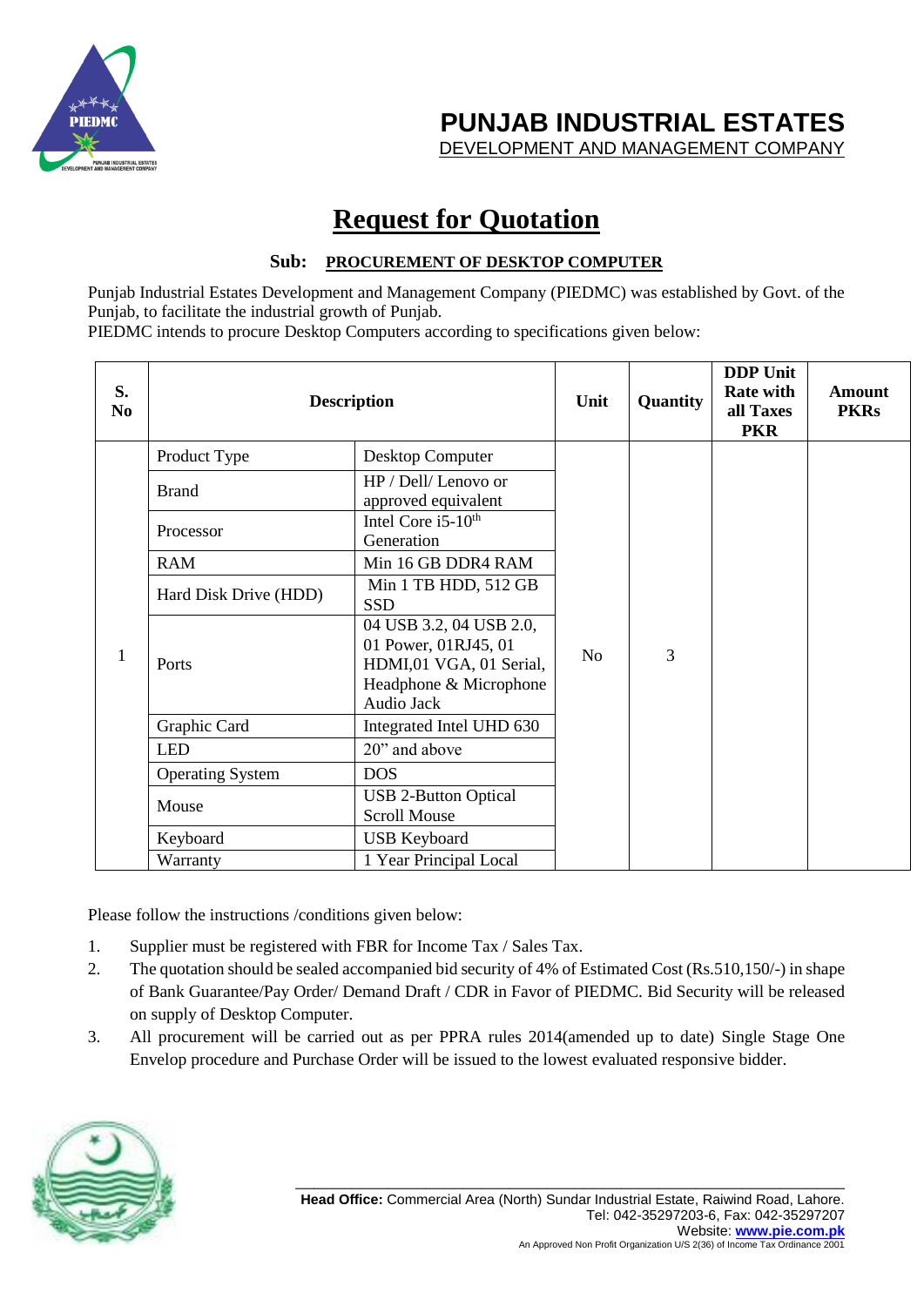# PUNJAB INDUSTRIAL ESTATES

DEVELOPMENT AND MANAGEMENT COMPANY

## Request for Quotation

**Sub: PROCUREMENT OF DESKTOP COMPUTER**

Punjab Industrial Estates Development and Management Company (PIEDMC) was established by Govt. of the Punjab, to facilitate the industrial growth of Punjab.

PIEDMC intends to procure Desktop Computers according to specifications given below:

| S. No | Description | | Unit | Quantity | DDP Unit Rate with all Taxes PKR | Amount PKRs |
|---|---|---|---|---|---|---|
| 1 | Product Type | Desktop Computer | No | 3 | | |
| | Brand | HP / Dell/ Lenovo or approved equivalent | | | | |
| | Processor | Intel Core i5-10th Generation | | | | |
| | RAM | Min 16 GB DDR4 RAM | | | | |
| | Hard Disk Drive (HDD) | Min 1 TB HDD, 512 GB SSD | | | | |
| | Ports | 04 USB 3.2, 04 USB 2.0, 01 Power, 01RJ45, 01 HDMI,01 VGA, 01 Serial, Headphone & Microphone Audio Jack | | | | |
| | Graphic Card | Integrated Intel UHD 630 | | | | |
| | LED | 20” and above | | | | |
| | Operating System | DOS | | | | |
| | Mouse | USB 2-Button Optical Scroll Mouse | | | | |
| | Keyboard | USB Keyboard | | | | |
| | Warranty | 1 Year Principal Local | | | | |

Please follow the instructions /conditions given below:

1. Supplier must be registered with FBR for Income Tax / Sales Tax.
2. The quotation should be sealed accompanied bid security of 4% of Estimated Cost (Rs.510,150/-) in shape of Bank Guarantee/Pay Order/ Demand Draft / CDR in Favor of PIEDMC. Bid Security will be released on supply of Desktop Computer.
3. All procurement will be carried out as per PPRA rules 2014(amended up to date) Single Stage One Envelop procedure and Purchase Order will be issued to the lowest evaluated responsive bidder.

**Head Office:** Commercial Area (North) Sundar Industrial Estate, Raiwind Road, Lahore.
Tel: 042-35297203-6, Fax: 042-35297207
Website: **www.pie.com.pk**
An Approved Non Profit Organization U/S 2(36) of Income Tax Ordinance 2001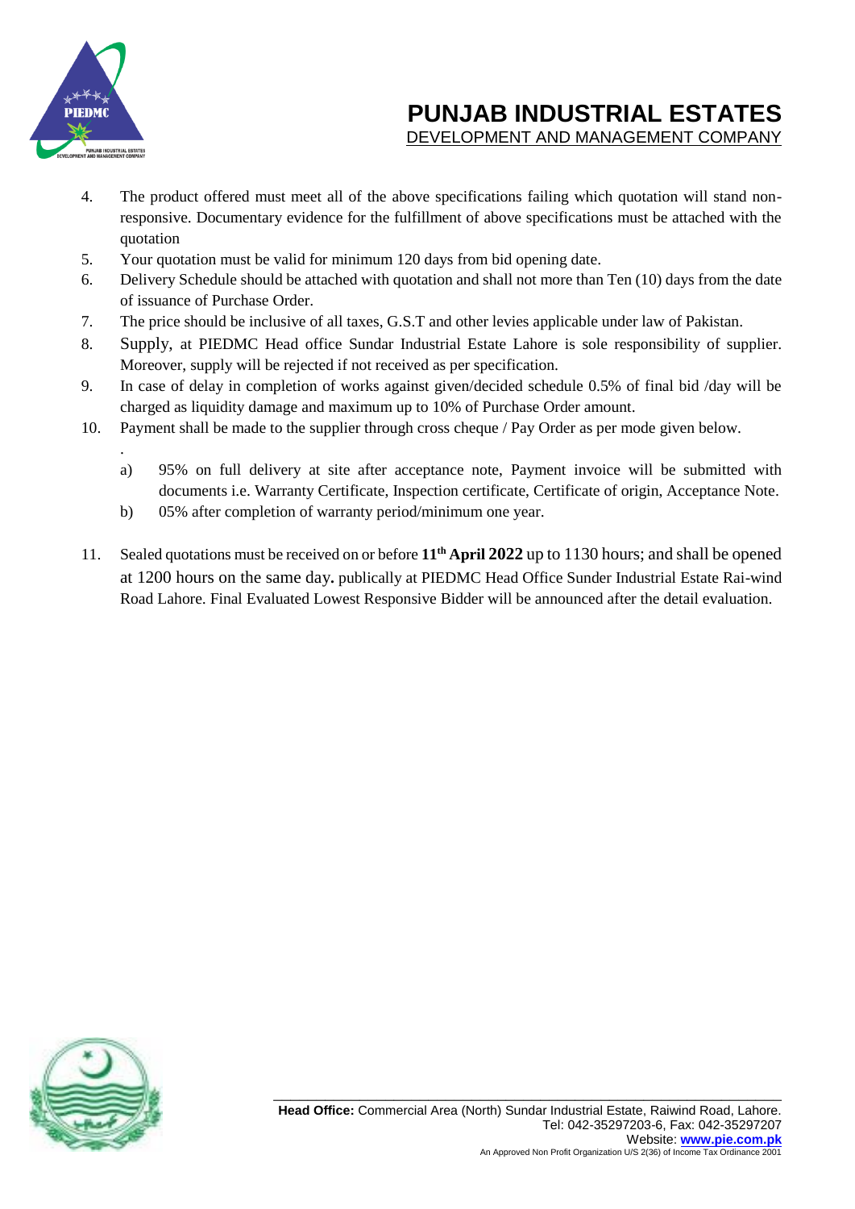4. The product offered must meet all of the above specifications failing which quotation will stand non-responsive. Documentary evidence for the fulfillment of above specifications must be attached with the quotation
5. Your quotation must be valid for minimum 120 days from bid opening date.
6. Delivery Schedule should be attached with quotation and shall not more than Ten (10) days from the date of issuance of Purchase Order.
7. The price should be inclusive of all taxes, G.S.T and other levies applicable under law of Pakistan.
8. Supply, at PIEDMC Head office Sundar Industrial Estate Lahore is sole responsibility of supplier. Moreover, supply will be rejected if not received as per specification.
9. In case of delay in completion of works against given/decided schedule 0.5% of final bid /day will be charged as liquidity damage and maximum up to 10% of Purchase Order amount.
10. Payment shall be made to the supplier through cross cheque / Pay Order as per mode given below.
    .
    a) 95% on full delivery at site after acceptance note, Payment invoice will be submitted with documents i.e. Warranty Certificate, Inspection certificate, Certificate of origin, Acceptance Note.
    b) 05% after completion of warranty period/minimum one year.
11. Sealed quotations must be received on or before **11th April 2022** up to 1130 hours; and shall be opened at 1200 hours on the same day**.** publically at PIEDMC Head Office Sunder Industrial Estate Rai-wind Road Lahore. Final Evaluated Lowest Responsive Bidder will be announced after the detail evaluation.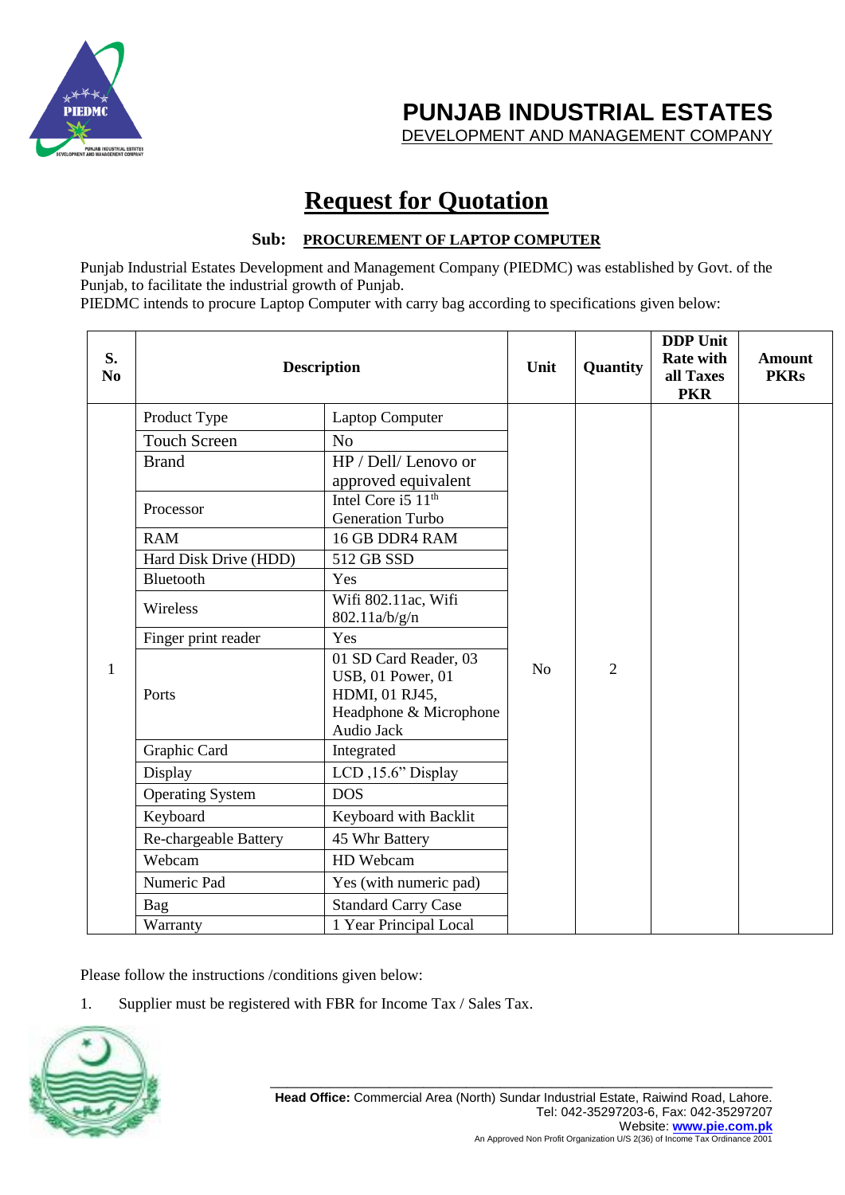# PUNJAB INDUSTRIAL ESTATES
DEVELOPMENT AND MANAGEMENT COMPANY

# Request for Quotation

**Sub: PROCUREMENT OF LAPTOP COMPUTER**

Punjab Industrial Estates Development and Management Company (PIEDMC) was established by Govt. of the Punjab, to facilitate the industrial growth of Punjab.
PIEDMC intends to procure Laptop Computer with carry bag according to specifications given below:

| S. No | Description | | Unit | Quantity | DDP Unit Rate with all Taxes PKR | Amount PKRs |
|---|---|---|---|---|---|---|
| 1 | Product Type | Laptop Computer | No | 2 | | |
| | Touch Screen | No | | | | |
| | Brand | HP / Dell/ Lenovo or approved equivalent | | | | |
| | Processor | Intel Core i5 11th Generation Turbo | | | | |
| | RAM | 16 GB DDR4 RAM | | | | |
| | Hard Disk Drive (HDD) | 512 GB SSD | | | | |
| | Bluetooth | Yes | | | | |
| | Wireless | Wifi 802.11ac, Wifi 802.11a/b/g/n | | | | |
| | Finger print reader | Yes | | | | |
| | Ports | 01 SD Card Reader, 03 USB, 01 Power, 01 HDMI, 01 RJ45, Headphone & Microphone Audio Jack | | | | |
| | Graphic Card | Integrated | | | | |
| | Display | LCD ,15.6" Display | | | | |
| | Operating System | DOS | | | | |
| | Keyboard | Keyboard with Backlit | | | | |
| | Re-chargeable Battery | 45 Whr Battery | | | | |
| | Webcam | HD Webcam | | | | |
| | Numeric Pad | Yes (with numeric pad) | | | | |
| | Bag | Standard Carry Case | | | | |
| | Warranty | 1 Year Principal Local | | | | |

Please follow the instructions /conditions given below:

1. Supplier must be registered with FBR for Income Tax / Sales Tax.

**Head Office:** Commercial Area (North) Sundar Industrial Estate, Raiwind Road, Lahore.
Tel: 042-35297203-6, Fax: 042-35297207
Website: www.pie.com.pk
An Approved Non Profit Organization U/S 2(36) of Income Tax Ordinance 2001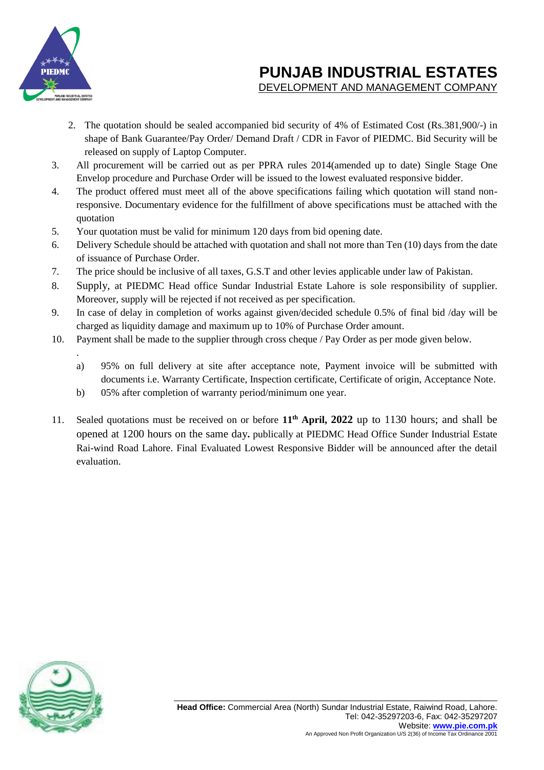2. The quotation should be sealed accompanied bid security of 4% of Estimated Cost (Rs.381,900/-) in shape of Bank Guarantee/Pay Order/ Demand Draft / CDR in Favor of PIEDMC. Bid Security will be released on supply of Laptop Computer.
3. All procurement will be carried out as per PPRA rules 2014(amended up to date) Single Stage One Envelop procedure and Purchase Order will be issued to the lowest evaluated responsive bidder.
4. The product offered must meet all of the above specifications failing which quotation will stand non-responsive. Documentary evidence for the fulfillment of above specifications must be attached with the quotation
5. Your quotation must be valid for minimum 120 days from bid opening date.
6. Delivery Schedule should be attached with quotation and shall not more than Ten (10) days from the date of issuance of Purchase Order.
7. The price should be inclusive of all taxes, G.S.T and other levies applicable under law of Pakistan.
8. Supply, at PIEDMC Head office Sundar Industrial Estate Lahore is sole responsibility of supplier. Moreover, supply will be rejected if not received as per specification.
9. In case of delay in completion of works against given/decided schedule 0.5% of final bid /day will be charged as liquidity damage and maximum up to 10% of Purchase Order amount.
10. Payment shall be made to the supplier through cross cheque / Pay Order as per mode given below.
    a) 95% on full delivery at site after acceptance note, Payment invoice will be submitted with documents i.e. Warranty Certificate, Inspection certificate, Certificate of origin, Acceptance Note.
    b) 05% after completion of warranty period/minimum one year.
11. Sealed quotations must be received on or before **11th April, 2022** up to 1130 hours; and shall be opened at 1200 hours on the same day**.** publically at PIEDMC Head Office Sunder Industrial Estate Rai-wind Road Lahore. Final Evaluated Lowest Responsive Bidder will be announced after the detail evaluation.